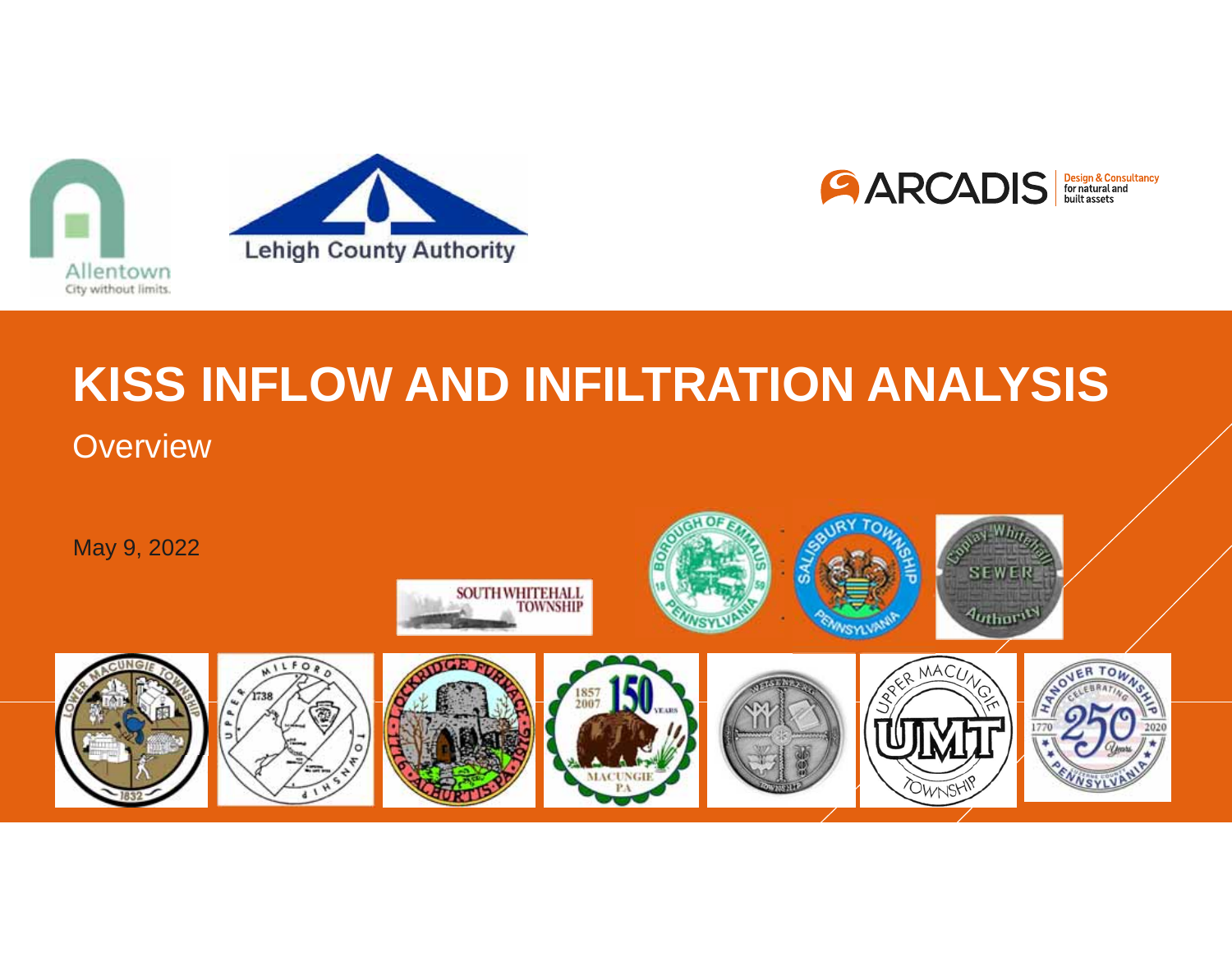# KISS INFLOW AND INFILTRATION ANALYSIS

## Overview

May 9, 2022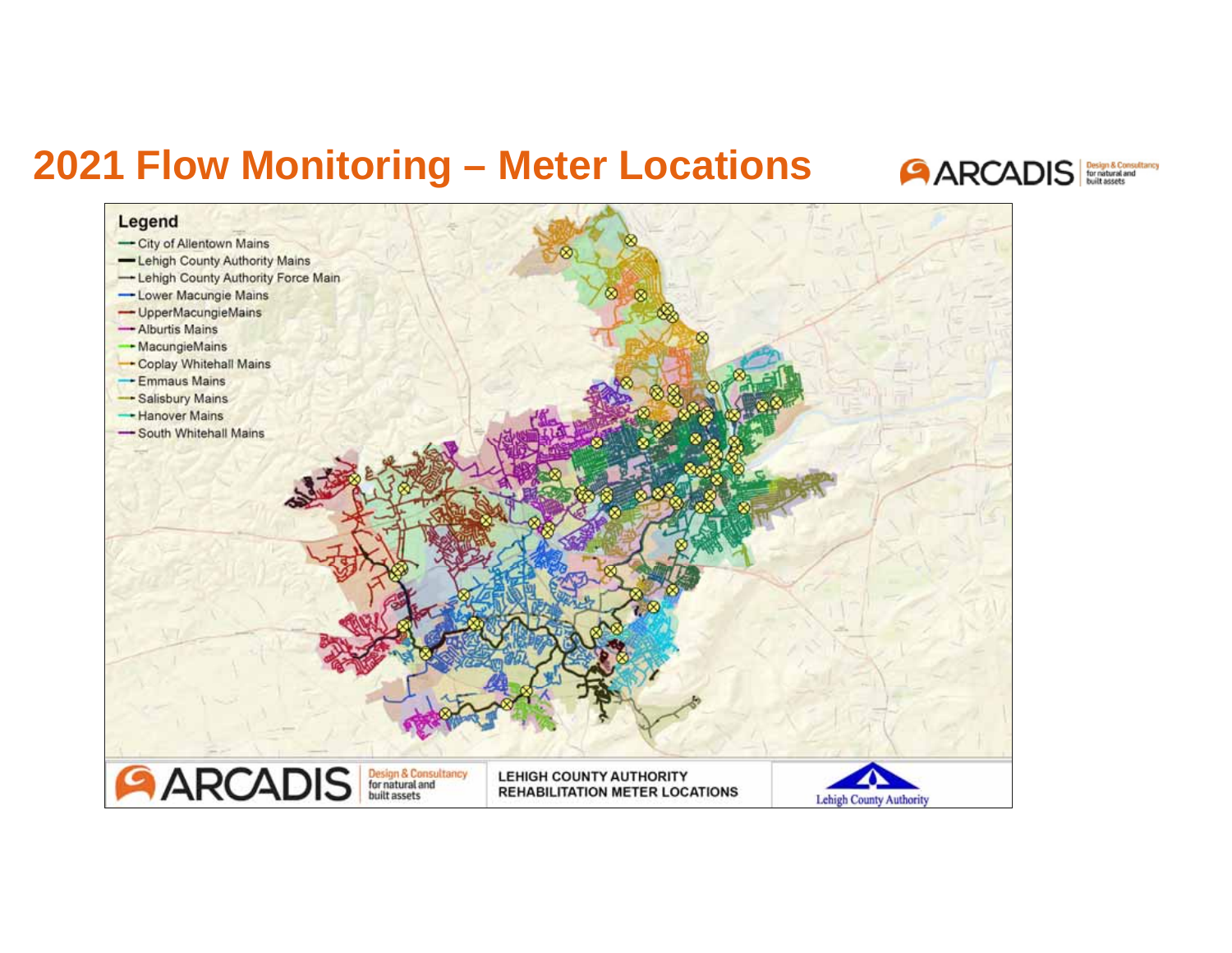# 2021 Flow Monitoring – Meter Locations

**Legend**

- City of Allentown Mains
- Lehigh County Authority Mains
- Lehigh County Authority Force Main
- Lower Macungie Mains
- UpperMacungieMains
- Alburtis Mains
- MacungieMains
- Coplay Whitehall Mains
- Emmaus Mains
- Salisbury Mains
- Hanover Mains
- South Whitehall Mains

LEHIGH COUNTY AUTHORITY
REHABILITATION METER LOCATIONS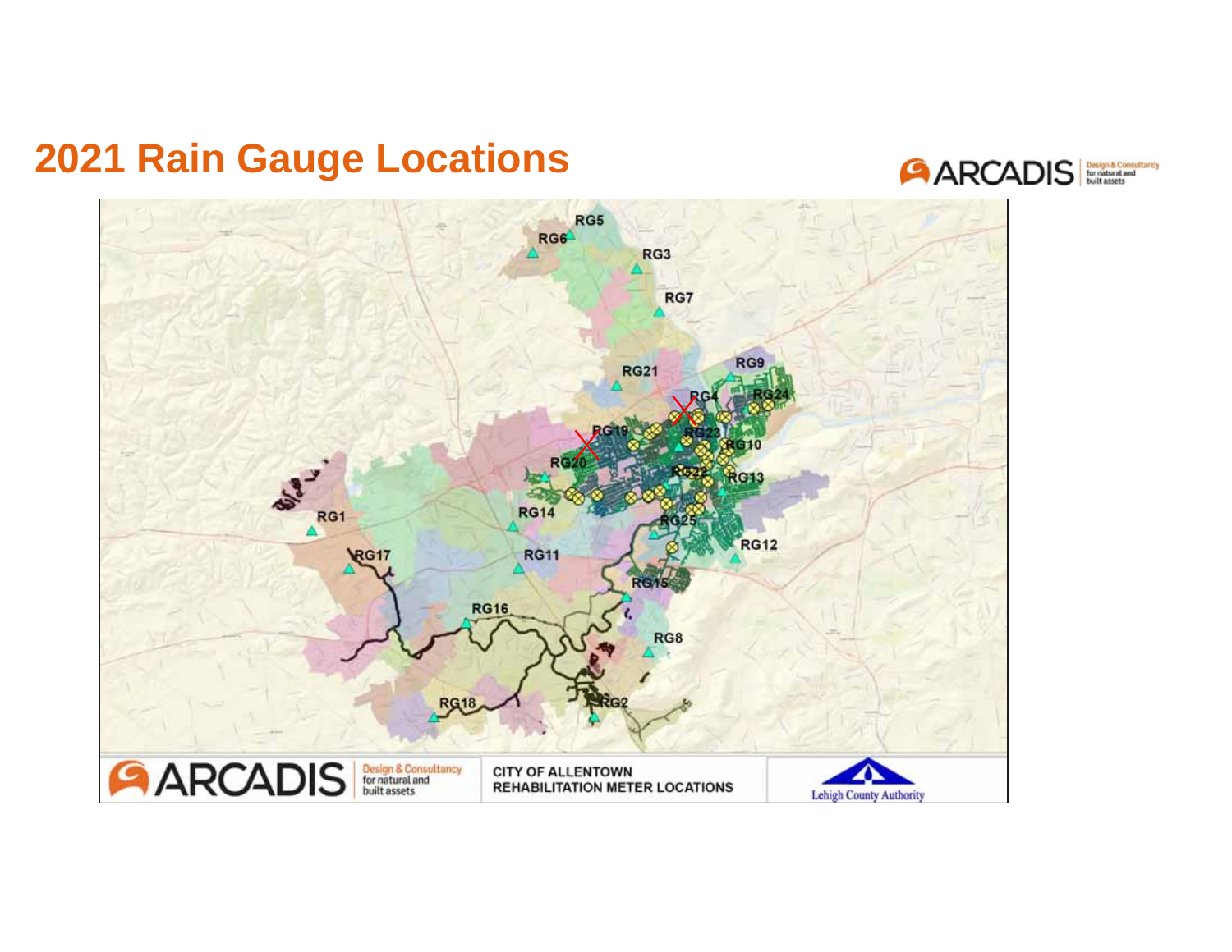# 2021 Rain Gauge Locations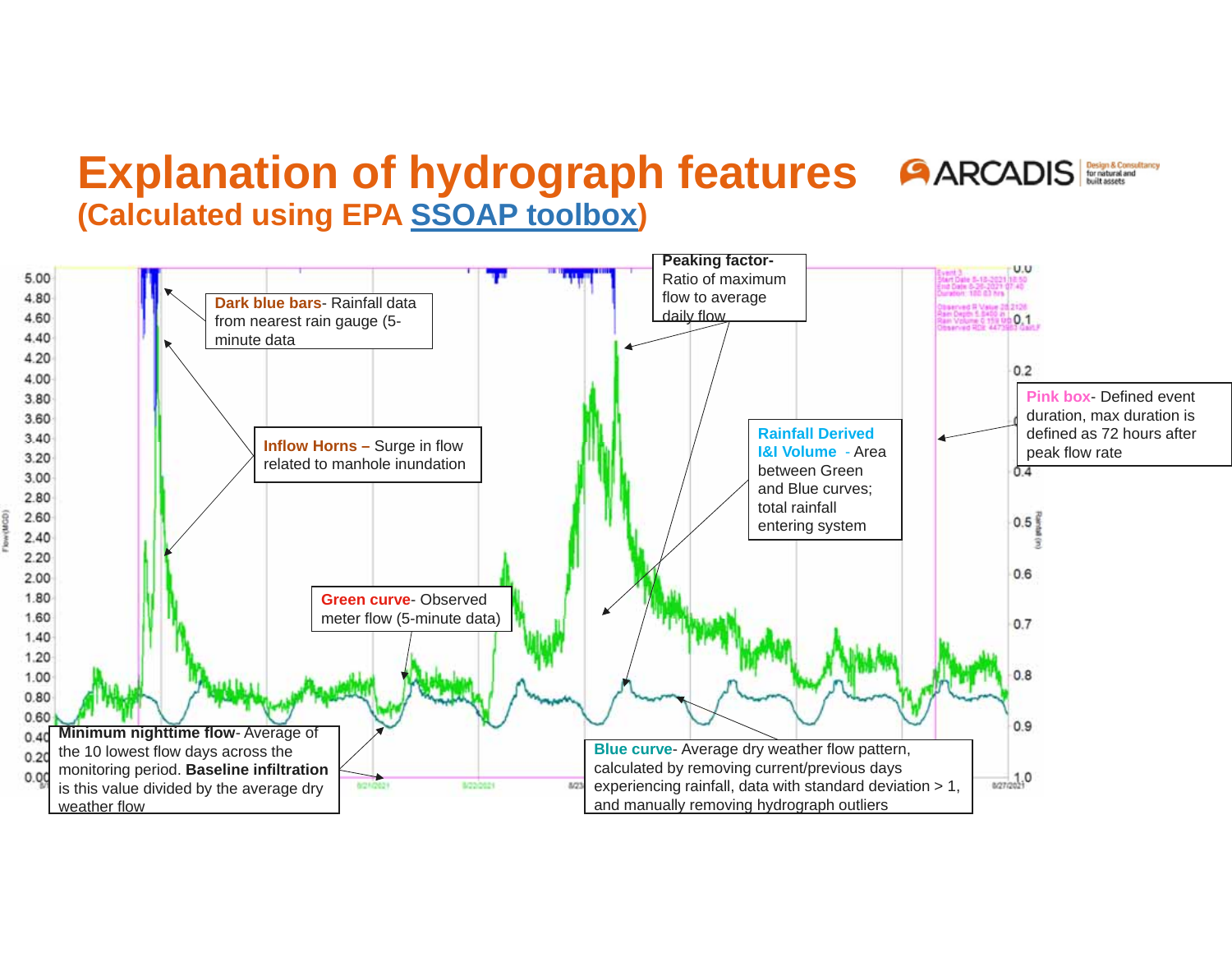# Explanation of hydrograph features

## (Calculated using EPA SSOAP toolbox)

**Dark blue bars**- Rainfall data from nearest rain gauge (5-minute data)

**Inflow Horns –** Surge in flow related to manhole inundation

**Peaking factor-** Ratio of maximum flow to average daily flow

**Rainfall Derived I&I Volume** - Area between Green and Blue curves; total rainfall entering system

**Pink box**- Defined event duration, max duration is defined as 72 hours after peak flow rate

**Green curve**- Observed meter flow (5-minute data)

**Minimum nighttime flow**- Average of the 10 lowest flow days across the monitoring period. **Baseline infiltration** is this value divided by the average dry weather flow

**Blue curve**- Average dry weather flow pattern, calculated by removing current/previous days experiencing rainfall, data with standard deviation > 1, and manually removing hydrograph outliers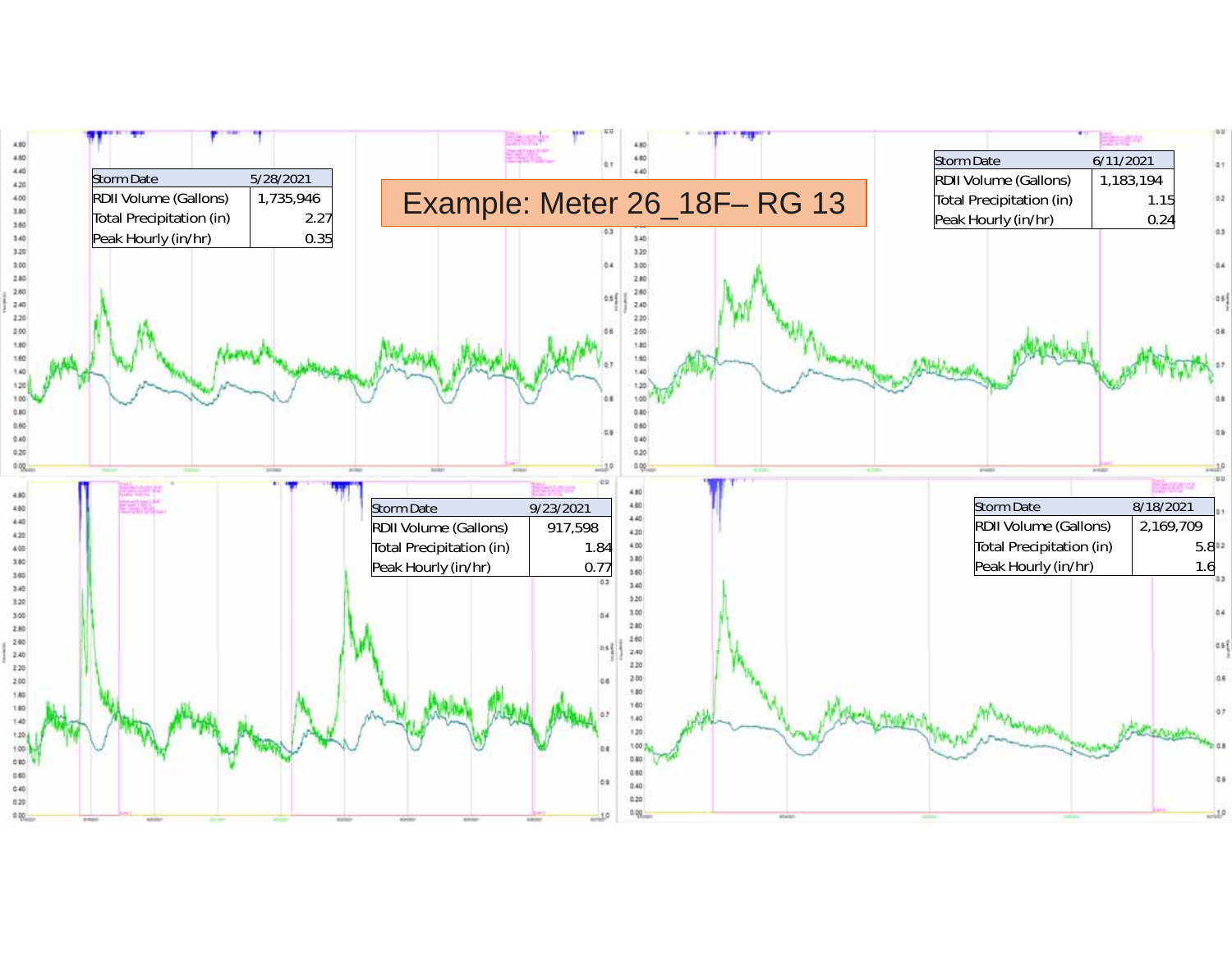# Example: Meter 26_18F– RG 13

| Storm Date | 5/28/2021 |
| --- | --- |
| RDII Volume (Gallons) | 1,735,946 |
| Total Precipitation (in) | 2.27 |
| Peak Hourly (in/hr) | 0.35 |

| Storm Date | 6/11/2021 |
| --- | --- |
| RDII Volume (Gallons) | 1,183,194 |
| Total Precipitation (in) | 1.15 |
| Peak Hourly (in/hr) | 0.24 |

| Storm Date | 9/23/2021 |
| --- | --- |
| RDII Volume (Gallons) | 917,598 |
| Total Precipitation (in) | 1.84 |
| Peak Hourly (in/hr) | 0.77 |

| Storm Date | 8/18/2021 |
| --- | --- |
| RDII Volume (Gallons) | 2,169,709 |
| Total Precipitation (in) | 5.8 |
| Peak Hourly (in/hr) | 1.6 |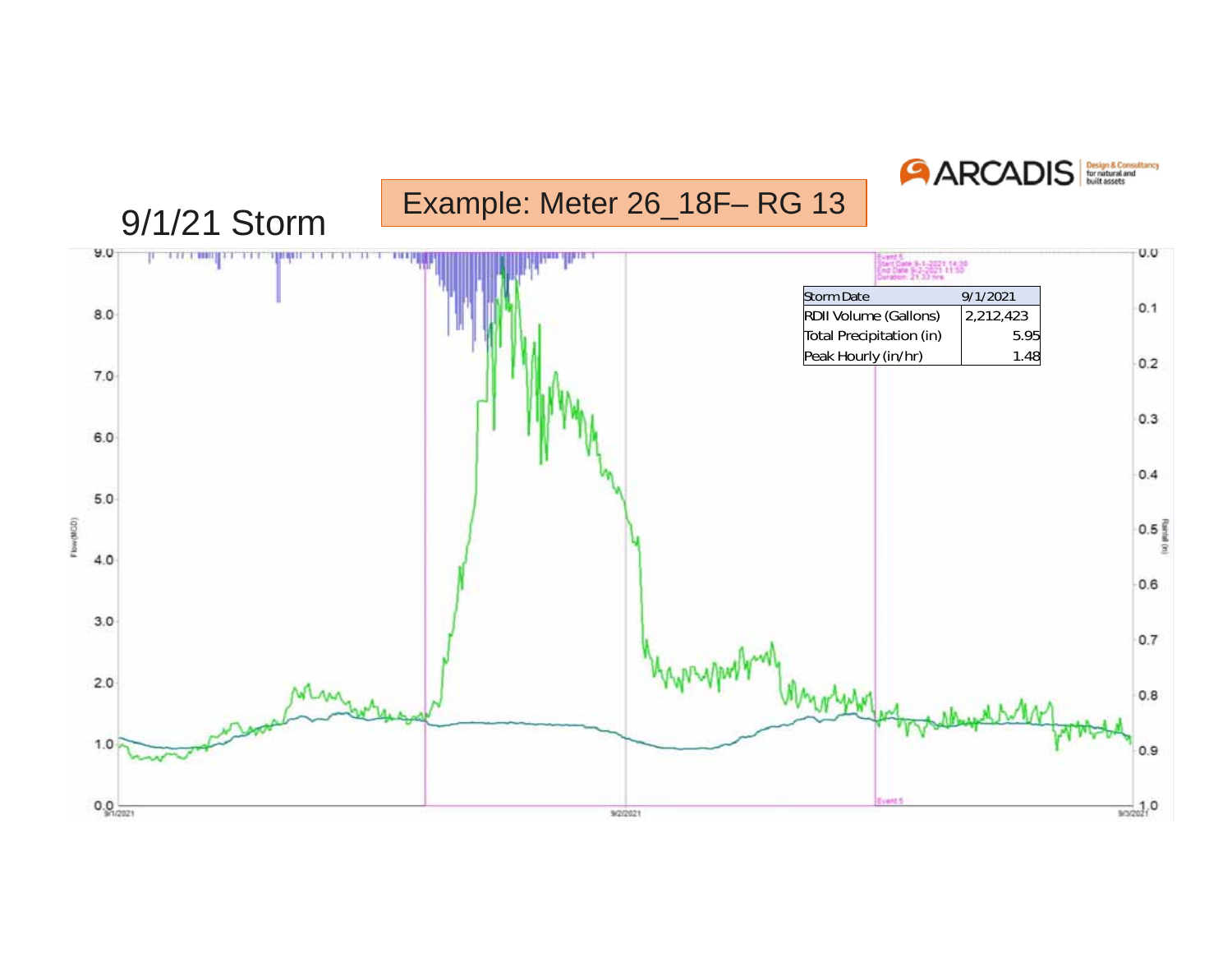# 9/1/21 Storm

Example: Meter 26_18F– RG 13

| Storm Date | 9/1/2021 |
| --- | --- |
| RDII Volume (Gallons) | 2,212,423 |
| Total Precipitation (in) | 5.95 |
| Peak Hourly (in/hr) | 1.48 |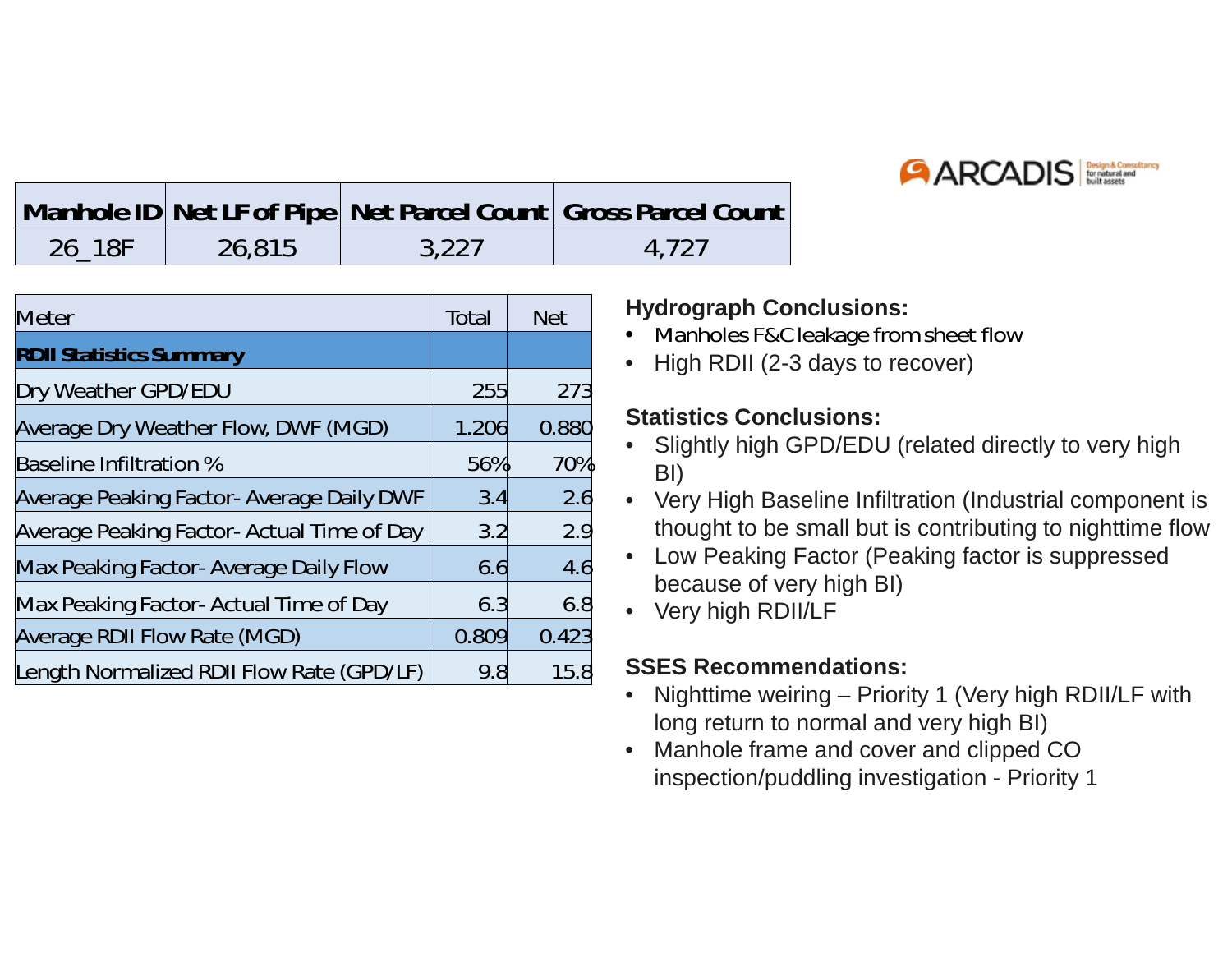| Manhole ID | Net LF of Pipe | Net Parcel Count | Gross Parcel Count |
|---|---|---|---|
| 26_18F | 26,815 | 3,227 | 4,727 |

| Meter | Total | Net |
|---|---|---|
| **RDII Statistics Summary** | | |
| Dry Weather GPD/EDU | 255 | 273 |
| Average Dry Weather Flow, DWF (MGD) | 1.206 | 0.880 |
| Baseline Infiltration % | 56% | 70% |
| Average Peaking Factor- Average Daily DWF | 3.4 | 2.6 |
| Average Peaking Factor- Actual Time of Day | 3.2 | 2.9 |
| Max Peaking Factor- Average Daily Flow | 6.6 | 4.6 |
| Max Peaking Factor- Actual Time of Day | 6.3 | 6.8 |
| Average RDII Flow Rate (MGD) | 0.809 | 0.423 |
| Length Normalized RDII Flow Rate (GPD/LF) | 9.8 | 15.8 |

**Hydrograph Conclusions:**

- Manholes F&C leakage from sheet flow
- High RDII (2-3 days to recover)

**Statistics Conclusions:**

- Slightly high GPD/EDU (related directly to very high BI)
- Very High Baseline Infiltration (Industrial component is thought to be small but is contributing to nighttime flow
- Low Peaking Factor (Peaking factor is suppressed because of very high BI)
- Very high RDII/LF

**SSES Recommendations:**

- Nighttime weiring – Priority 1 (Very high RDII/LF with long return to normal and very high BI)
- Manhole frame and cover and clipped CO inspection/puddling investigation - Priority 1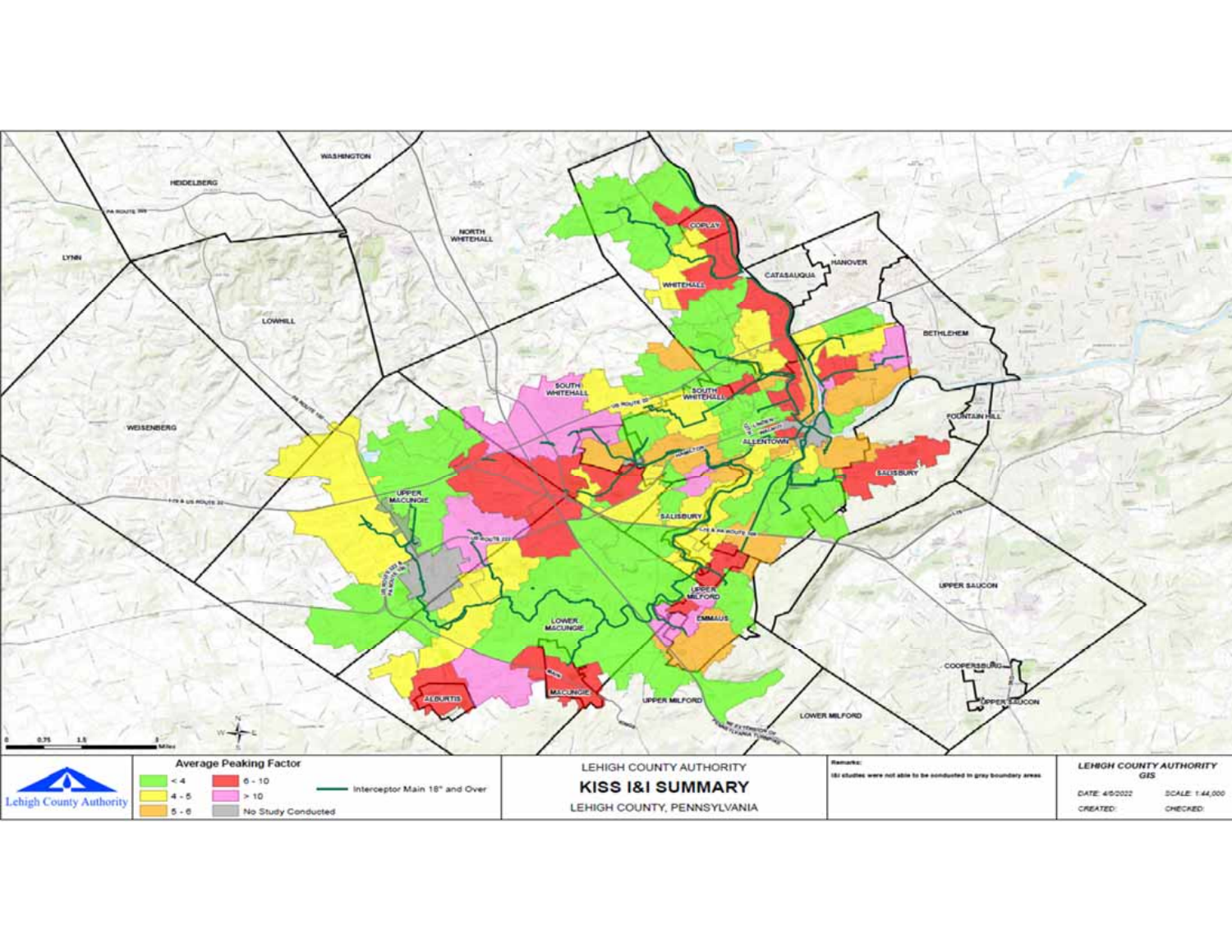# KISS I&I SUMMARY

LEHIGH COUNTY AUTHORITY

LEHIGH COUNTY, PENNSYLVANIA

**Average Peaking Factor**

- < 4
- 4 - 5
- 5 - 6
- 6 - 10
- > 10
- No Study Conducted

Interceptor Main 18" and Over

Remarks: I&I studies were not able to be conducted in gray boundary areas

LEHIGH COUNTY AUTHORITY GIS

DATE: 4/6/2022

SCALE: 1:44,000

CREATED:

CHECKED:

Lehigh County Authority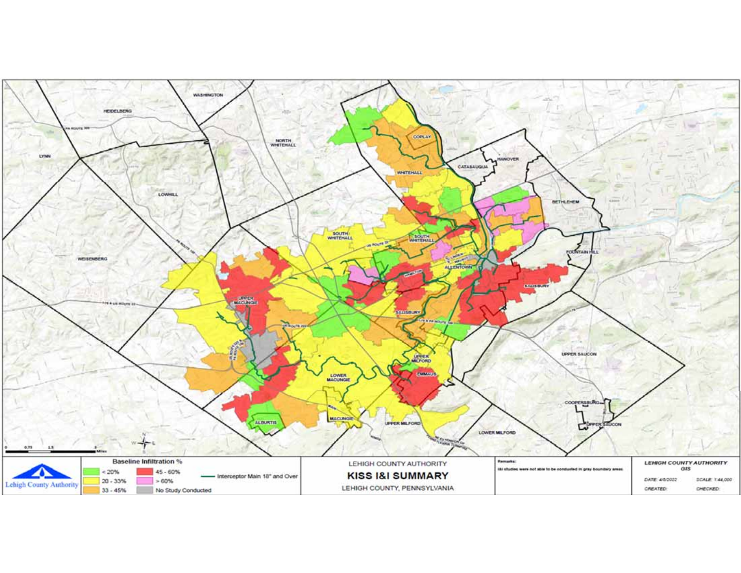# LEHIGH COUNTY AUTHORITY

# KISS I&I SUMMARY

LEHIGH COUNTY, PENNSYLVANIA

**Baseline Infiltration %**

- < 20%
- 20 - 33%
- 33 - 45%
- 45 - 60%
- > 60%
- No Study Conducted
- Interceptor Main 18" and Over

**Remarks:**

I&I studies were not able to be conducted in gray boundary areas.

**LEHIGH COUNTY AUTHORITY GIS**

DATE: 4/6/2022

SCALE: 1:44,000

CREATED:

CHECKED:

Lehigh County Authority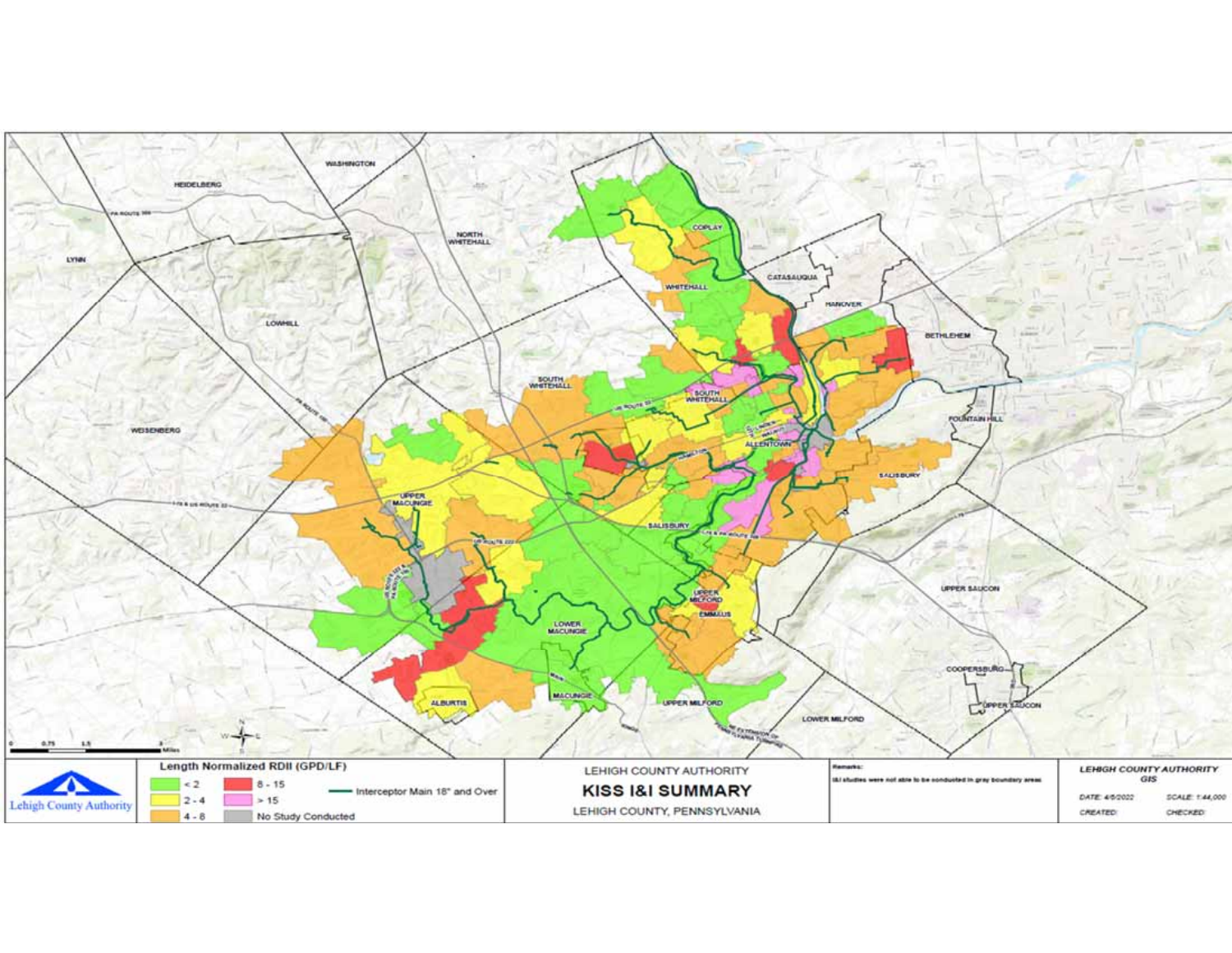LEHIGH COUNTY AUTHORITY

# KISS I&I SUMMARY

LEHIGH COUNTY, PENNSYLVANIA

**Length Normalized RDII (GPD/LF)**

- < 2
- 2 - 4
- 4 - 8
- 8 - 15
- > 15
- No Study Conducted
- Interceptor Main 18" and Over

Remarks:

I&I studies were not able to be conducted in gray boundary areas

LEHIGH COUNTY AUTHORITY GIS

DATE: 4/6/2022

SCALE: 1:44,000

CREATED:

CHECKED:

Lehigh County Authority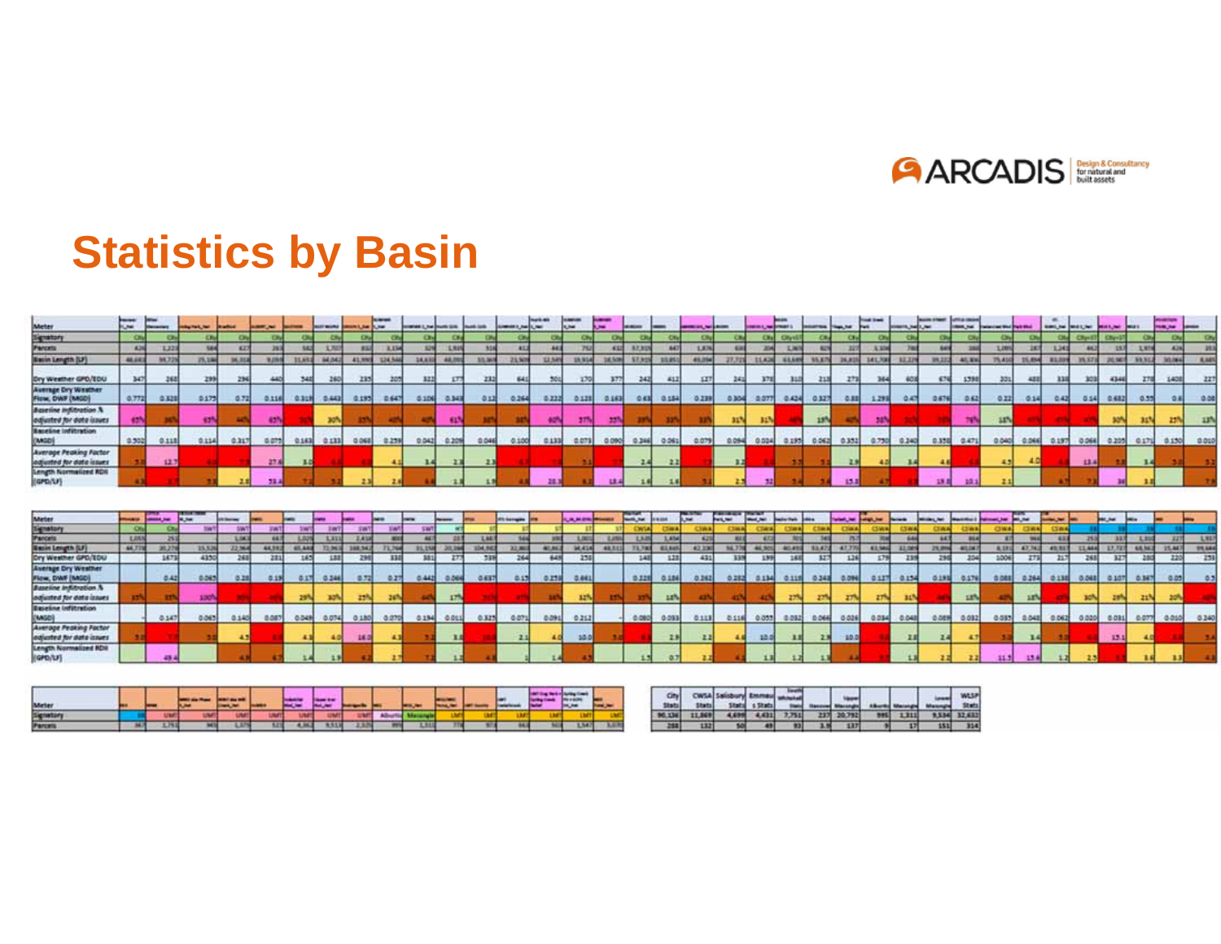# Statistics by Basin

| City Stats | CWSA Stats | Salisbury Stats | Emmaus Stats | South Whitehall Stats | Hanover | Upper Macungie | Alburtis | Macungie | Lower Macungie | WLSP Stats |
|---|---|---|---|---|---|---|---|---|---|---|
| 90,136 | 11,869 | 4,699 | 4,431 | 7,751 | 237 | 20,792 | 995 | 1,311 | 9,534 | 32,632 |
| 288 | 132 | 50 | 49 | 93 | 3.9 | 137 | 9 | 17 | 151 | 314 |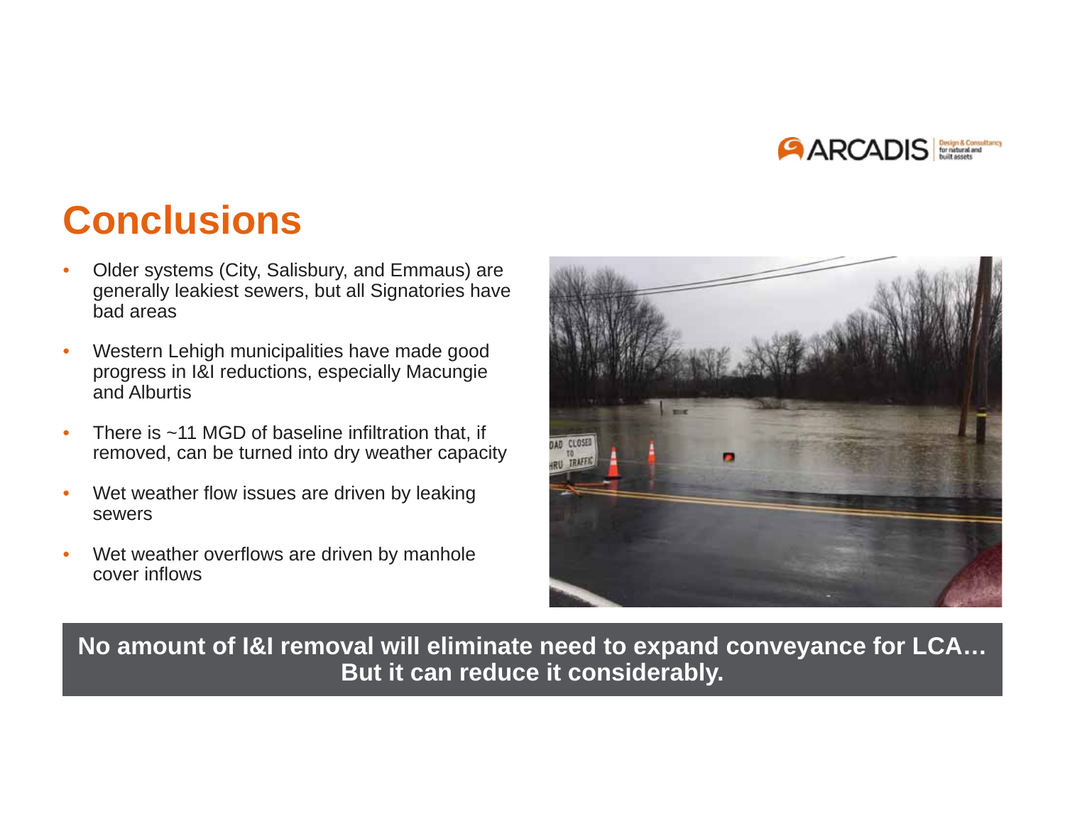# Conclusions

- Older systems (City, Salisbury, and Emmaus) are generally leakiest sewers, but all Signatories have bad areas
- Western Lehigh municipalities have made good progress in I&I reductions, especially Macungie and Alburtis
- There is ~11 MGD of baseline infiltration that, if removed, can be turned into dry weather capacity
- Wet weather flow issues are driven by leaking sewers
- Wet weather overflows are driven by manhole cover inflows

**No amount of I&I removal will eliminate need to expand conveyance for LCA… But it can reduce it considerably.**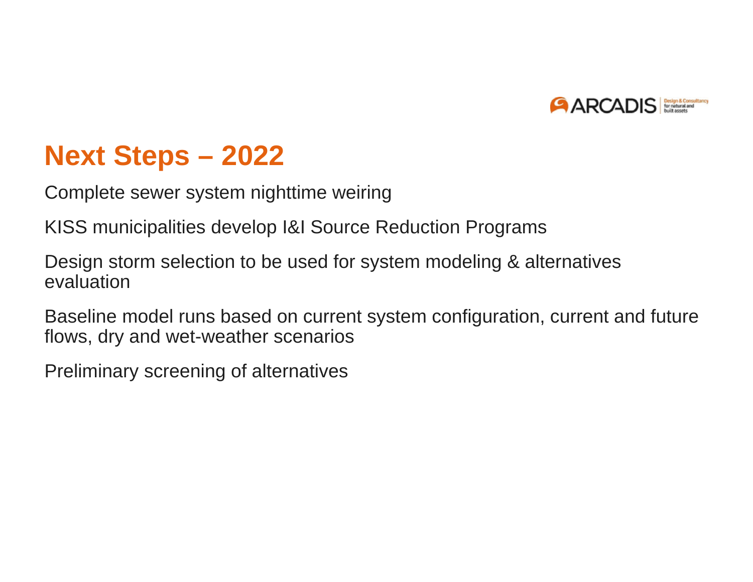# Next Steps – 2022

Complete sewer system nighttime weiring

KISS municipalities develop I&I Source Reduction Programs

Design storm selection to be used for system modeling & alternatives evaluation

Baseline model runs based on current system configuration, current and future flows, dry and wet-weather scenarios

Preliminary screening of alternatives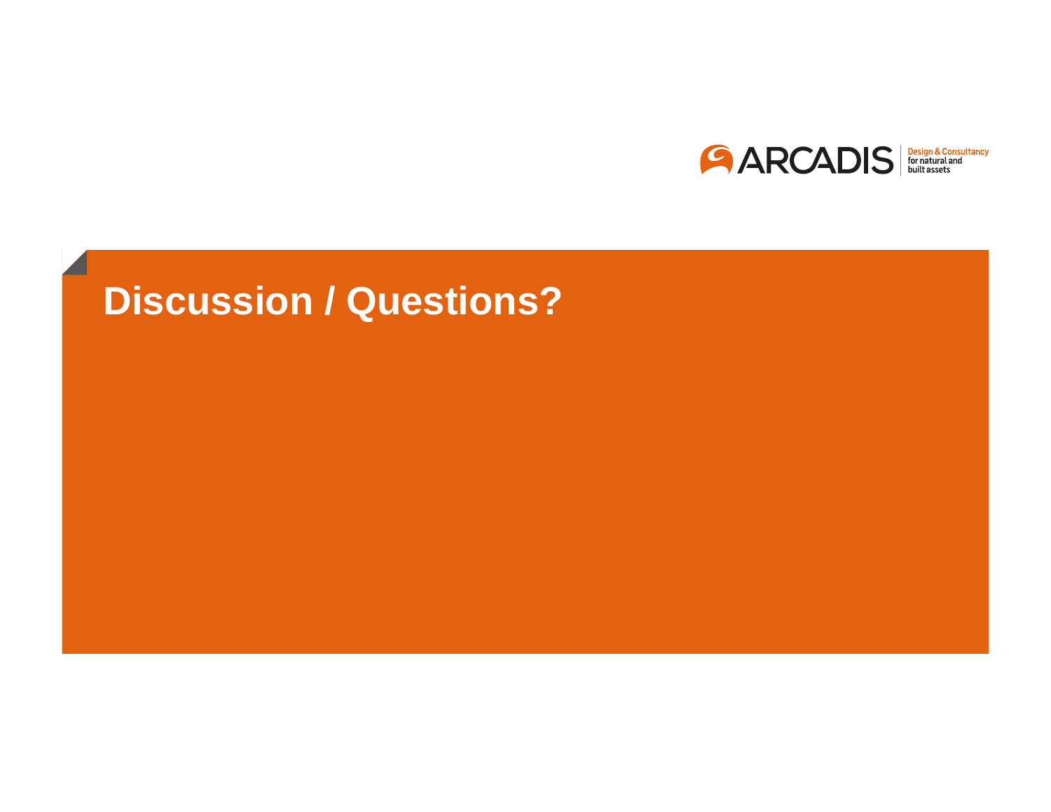ARCADIS Design & Consultancy for natural and built assets

# Discussion / Questions?